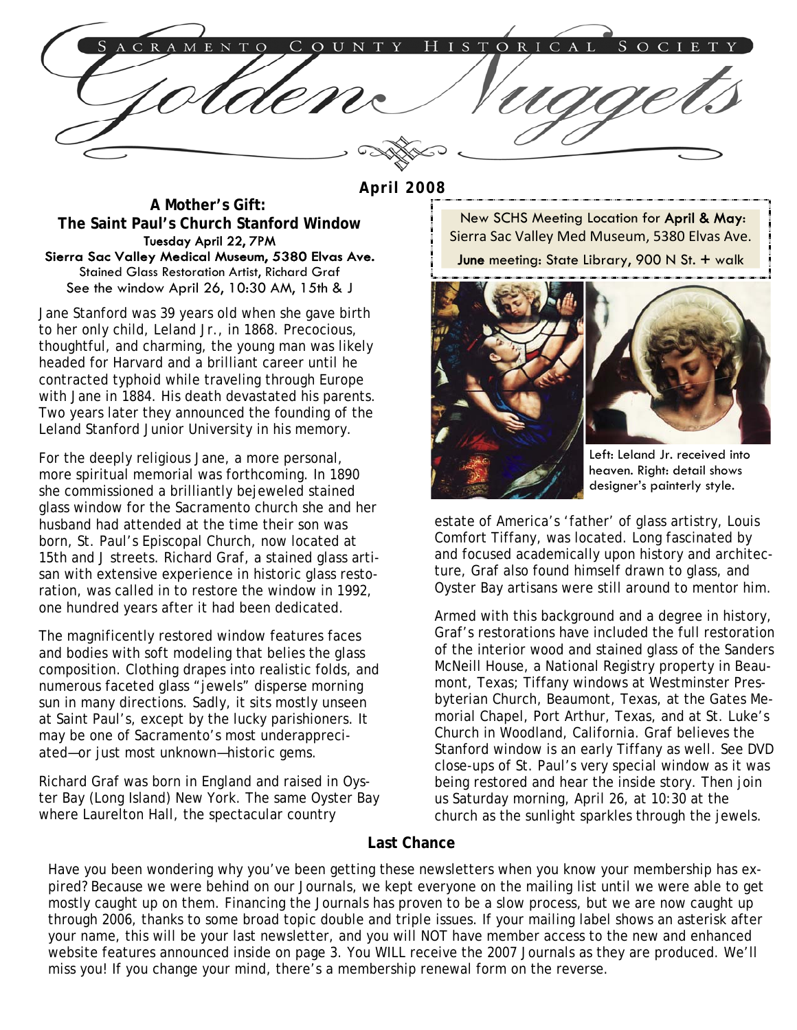# Sacramento County Historical Society

# Golden Nuggets

**April 2008**

## A Mother's Gift: The Saint Paul's Church Stanford Window

**Tuesday April 22, 7PM**
**Sierra Sac Valley Medical Museum, 5380 Elvas Ave.**
Stained Glass Restoration Artist, Richard Graf
See the window April 26, 10:30 AM, 15th & J

New SCHS Meeting Location for **April & May**: Sierra Sac Valley Med Museum, 5380 Elvas Ave.
**June** meeting: State Library, 900 N St. + walk

Jane Stanford was 39 years old when she gave birth to her only child, Leland Jr., in 1868. Precocious, thoughtful, and charming, the young man was likely headed for Harvard and a brilliant career until he contracted typhoid while traveling through Europe with Jane in 1884. His death devastated his parents. Two years later they announced the founding of the Leland Stanford Junior University in his memory.

For the deeply religious Jane, a more personal, more spiritual memorial was forthcoming. In 1890 she commissioned a brilliantly bejeweled stained glass window for the Sacramento church she and her husband had attended at the time their son was born, St. Paul's Episcopal Church, now located at 15th and J streets. Richard Graf, a stained glass artisan with extensive experience in historic glass restoration, was called in to restore the window in 1992, one hundred years after it had been dedicated.

The magnificently restored window features faces and bodies with soft modeling that belies the glass composition. Clothing drapes into realistic folds, and numerous faceted glass "jewels" disperse morning sun in many directions. Sadly, it sits mostly unseen at Saint Paul's, except by the lucky parishioners. It may be one of Sacramento's most underappreciated—or just most unknown—historic gems.

Left: Leland Jr. received into heaven. Right: detail shows designer's painterly style.

Richard Graf was born in England and raised in Oyster Bay (Long Island) New York. The same Oyster Bay where Laurelton Hall, the spectacular country estate of America's 'father' of glass artistry, Louis Comfort Tiffany, was located. Long fascinated by and focused academically upon history and architecture, Graf also found himself drawn to glass, and Oyster Bay artisans were still around to mentor him.

Armed with this background and a degree in history, Graf's restorations have included the full restoration of the interior wood and stained glass of the Sanders McNeill House, a National Registry property in Beaumont, Texas; Tiffany windows at Westminster Presbyterian Church, Beaumont, Texas, at the Gates Memorial Chapel, Port Arthur, Texas, and at St. Luke's Church in Woodland, California. Graf believes the Stanford window is an early Tiffany as well. See DVD close-ups of St. Paul's very special window as it was being restored and hear the inside story. Then join us Saturday morning, April 26, at 10:30 at the church as the sunlight sparkles through the jewels.

## Last Chance

Have you been wondering why you've been getting these newsletters when you know your membership has expired? Because we were behind on our Journals, we kept everyone on the mailing list until we were able to get mostly caught up on them. Financing the Journals has proven to be a slow process, but we are now caught up through 2006, thanks to some broad topic double and triple issues. If your mailing label shows an asterisk after your name, this will be your last newsletter, and you will NOT have member access to the new and enhanced website features announced inside on page 3. You WILL receive the 2007 Journals as they are produced. We'll miss you! If you change your mind, there's a membership renewal form on the reverse.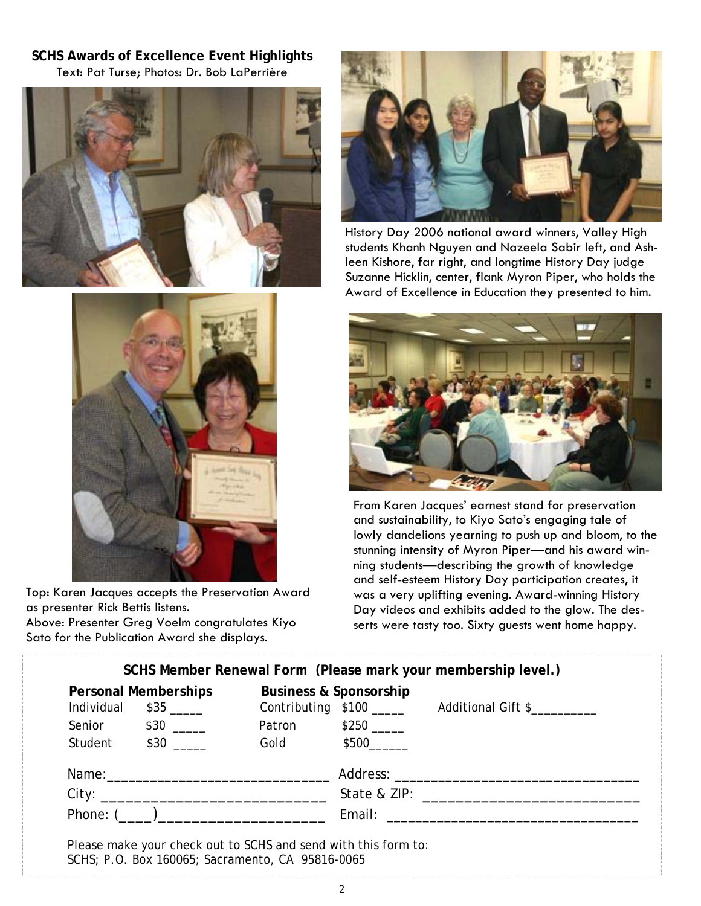## SCHS Awards of Excellence Event Highlights

Text: Pat Turse; Photos: Dr. Bob LaPerrière

Top: Karen Jacques accepts the Preservation Award as presenter Rick Bettis listens.

Above: Presenter Greg Voelm congratulates Kiyo Sato for the Publication Award she displays.

History Day 2006 national award winners, Valley High students Khanh Nguyen and Nazeela Sabir left, and Ashleen Kishore, far right, and longtime History Day judge Suzanne Hicklin, center, flank Myron Piper, who holds the Award of Excellence in Education they presented to him.

From Karen Jacques' earnest stand for preservation and sustainability, to Kiyo Sato's engaging tale of lowly dandelions yearning to push up and bloom, to the stunning intensity of Myron Piper—and his award winning students—describing the growth of knowledge and self-esteem History Day participation creates, it was a very uplifting evening. Award-winning History Day videos and exhibits added to the glow. The desserts were tasty too. Sixty guests went home happy.

---

### SCHS Member Renewal Form (Please mark your membership level.)

| Personal Memberships | | Business & Sponsorship | | |
|---|---|---|---|---|
| Individual | $35 _____ | Contributing | $100 _____ | Additional Gift $__________ |
| Senior | $30 _____ | Patron | $250 _____ | |
| Student | $30 _____ | Gold | $500______ | |

Name:______________________________ Address: ________________________________

City: ____________________________ State & ZIP: ___________________________

Phone: (____)____________________ Email: __________________________________

Please make your check out to SCHS and send with this form to:
SCHS; P.O. Box 160065; Sacramento, CA 95816-0065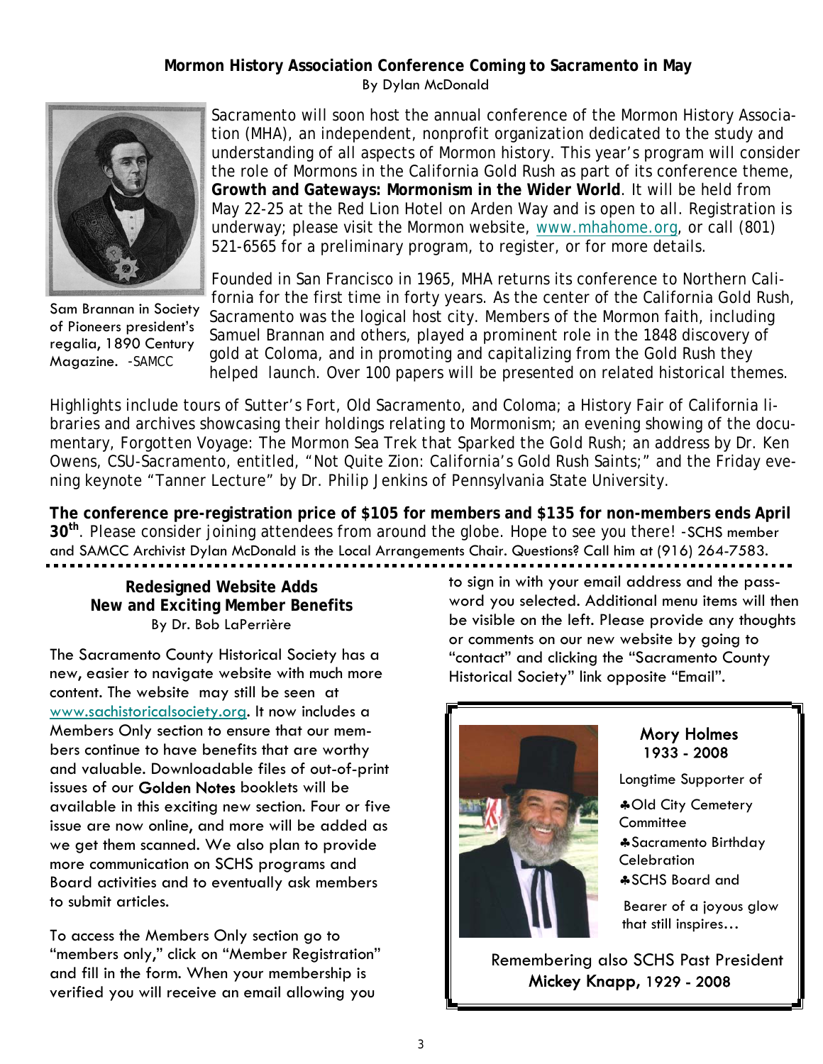## Mormon History Association Conference Coming to Sacramento in May

By Dylan McDonald

Sam Brannan in Society of Pioneers president's regalia, 1890 Century Magazine. -SAMCC

Sacramento will soon host the annual conference of the Mormon History Association (MHA), an independent, nonprofit organization dedicated to the study and understanding of all aspects of Mormon history. This year's program will consider the role of Mormons in the California Gold Rush as part of its conference theme, **Growth and Gateways: Mormonism in the Wider World**. It will be held from May 22-25 at the Red Lion Hotel on Arden Way and is open to all. Registration is underway; please visit the Mormon website, www.mhahome.org, or call (801) 521-6565 for a preliminary program, to register, or for more details.

Founded in San Francisco in 1965, MHA returns its conference to Northern California for the first time in forty years. As the center of the California Gold Rush, Sacramento was the logical host city. Members of the Mormon faith, including Samuel Brannan and others, played a prominent role in the 1848 discovery of gold at Coloma, and in promoting and capitalizing from the Gold Rush they helped launch. Over 100 papers will be presented on related historical themes.

Highlights include tours of Sutter's Fort, Old Sacramento, and Coloma; a History Fair of California libraries and archives showcasing their holdings relating to Mormonism; an evening showing of the documentary, *Forgotten Voyage: The Mormon Sea Trek that Sparked the Gold Rush*; an address by Dr. Ken Owens, CSU-Sacramento, entitled, "Not Quite Zion: California's Gold Rush Saints;" and the Friday evening keynote "Tanner Lecture" by Dr. Philip Jenkins of Pennsylvania State University.

**The conference pre-registration price of $105 for members and $135 for non-members ends April 30th**. Please consider joining attendees from around the globe. Hope to see you there! -SCHS member and SAMCC Archivist Dylan McDonald is the Local Arrangements Chair. Questions? Call him at (916) 264-7583.

---

## Redesigned Website Adds New and Exciting Member Benefits

By Dr. Bob LaPerrière

The Sacramento County Historical Society has a new, easier to navigate website with much more content. The website may still be seen at www.sachistoricalsociety.org. It now includes a Members Only section to ensure that our members continue to have benefits that are worthy and valuable. Downloadable files of out-of-print issues of our Golden Notes booklets will be available in this exciting new section. Four or five issue are now online, and more will be added as we get them scanned. We also plan to provide more communication on SCHS programs and Board activities and to eventually ask members to submit articles.

To access the Members Only section go to "members only," click on "Member Registration" and fill in the form. When your membership is verified you will receive an email allowing you to sign in with your email address and the password you selected. Additional menu items will then be visible on the left. Please provide any thoughts or comments on our new website by going to "contact" and clicking the "Sacramento County Historical Society" link opposite "Email".

---

### Mory Holmes
### 1933 - 2008

Longtime Supporter of

- ♣Old City Cemetery Committee
- ♣Sacramento Birthday Celebration
- ♣SCHS Board and

Bearer of a joyous glow that still inspires…

Remembering also SCHS Past President
Mickey Knapp, 1929 - 2008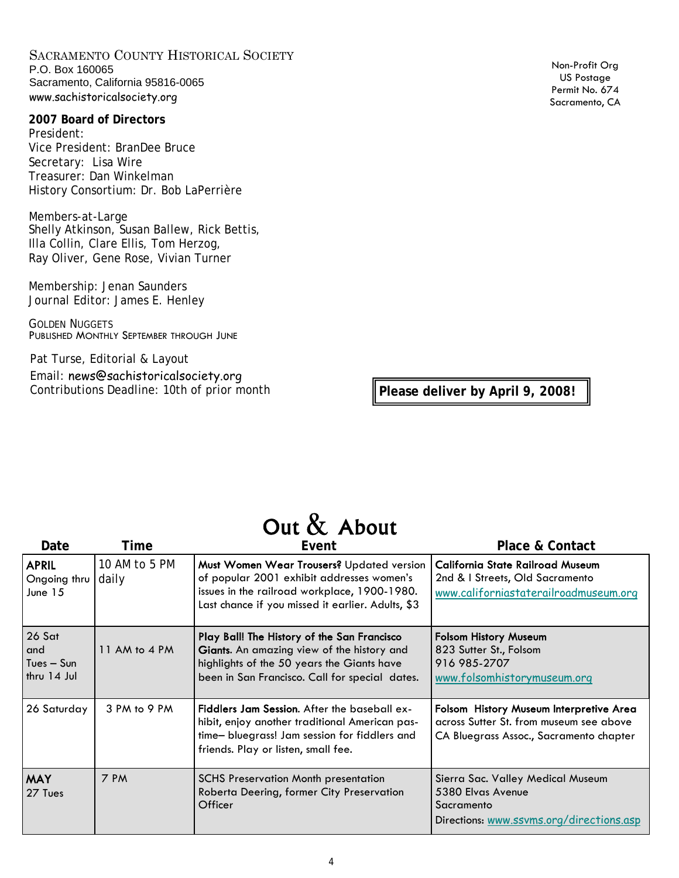SACRAMENTO COUNTY HISTORICAL SOCIETY
P.O. Box 160065
Sacramento, California 95816-0065
www.sachistoricalsociety.org

**2007 Board of Directors**
President:
Vice President: BranDee Bruce
Secretary: Lisa Wire
Treasurer: Dan Winkelman
History Consortium: Dr. Bob LaPerrière

Members-at-Large
Shelly Atkinson, Susan Ballew, Rick Bettis,
Illa Collin, Clare Ellis, Tom Herzog,
Ray Oliver, Gene Rose, Vivian Turner

Membership: Jenan Saunders
Journal Editor: James E. Henley

GOLDEN NUGGETS
PUBLISHED MONTHLY SEPTEMBER THROUGH JUNE

Pat Turse, Editorial & Layout
Email: news@sachistoricalsociety.org
Contributions Deadline: 10th of prior month

Non-Profit Org
US Postage
Permit No. 674
Sacramento, CA

**Please deliver by April 9, 2008!**

# Out & About

| Date | Time | Event | Place & Contact |
|---|---|---|---|
| **APRIL** Ongoing thru June 15 | 10 AM to 5 PM daily | **Must Women Wear Trousers?** Updated version of popular 2001 exhibit addresses women's issues in the railroad workplace, 1900-1980. Last chance if you missed it earlier. Adults, $3 | **California State Railroad Museum** 2nd & I Streets, Old Sacramento www.californiastaterailroadmuseum.org |
| 26 Sat and Tues – Sun thru 14 Jul | 11 AM to 4 PM | **Play Ball! The History of the San Francisco Giants.** An amazing view of the history and highlights of the 50 years the Giants have been in San Francisco. Call for special dates. | **Folsom History Museum** 823 Sutter St., Folsom 916 985-2707 www.folsomhistorymuseum.org |
| 26 Saturday | 3 PM to 9 PM | **Fiddlers Jam Session.** After the baseball exhibit, enjoy another traditional American pastime– bluegrass! Jam session for fiddlers and friends. Play or listen, small fee. | **Folsom History Museum Interpretive Area** across Sutter St. from museum see above CA Bluegrass Assoc., Sacramento chapter |
| **MAY** 27 Tues | 7 PM | SCHS Preservation Month presentation Roberta Deering, former City Preservation Officer | Sierra Sac. Valley Medical Museum 5380 Elvas Avenue Sacramento Directions: www.ssvms.org/directions.asp |